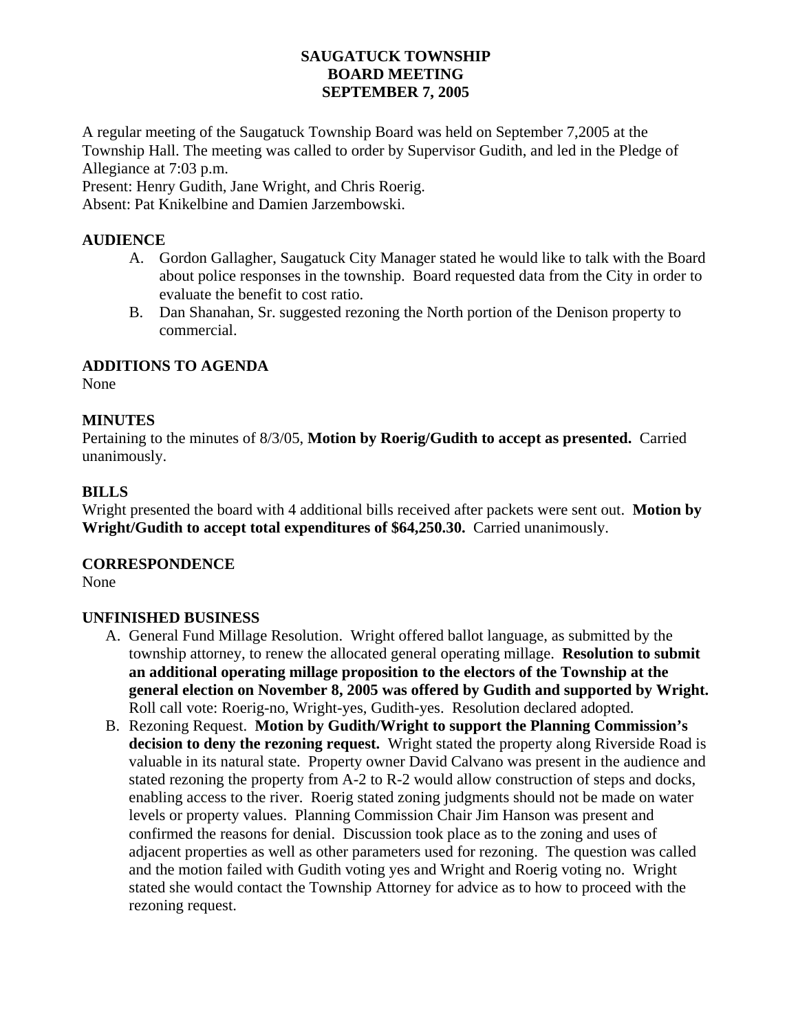# SAUGATUCK TOWNSHIP
# BOARD MEETING
# SEPTEMBER 7, 2005

A regular meeting of the Saugatuck Township Board was held on September 7,2005 at the Township Hall. The meeting was called to order by Supervisor Gudith, and led in the Pledge of Allegiance at 7:03 p.m.
Present: Henry Gudith, Jane Wright, and Chris Roerig.
Absent: Pat Knikelbine and Damien Jarzembowski.

## AUDIENCE

A. Gordon Gallagher, Saugatuck City Manager stated he would like to talk with the Board about police responses in the township. Board requested data from the City in order to evaluate the benefit to cost ratio.
B. Dan Shanahan, Sr. suggested rezoning the North portion of the Denison property to commercial.

## ADDITIONS TO AGENDA

None

## MINUTES

Pertaining to the minutes of 8/3/05, **Motion by Roerig/Gudith to accept as presented.** Carried unanimously.

## BILLS

Wright presented the board with 4 additional bills received after packets were sent out. **Motion by Wright/Gudith to accept total expenditures of $64,250.30.** Carried unanimously.

## CORRESPONDENCE

None

## UNFINISHED BUSINESS

A. General Fund Millage Resolution. Wright offered ballot language, as submitted by the township attorney, to renew the allocated general operating millage. **Resolution to submit an additional operating millage proposition to the electors of the Township at the general election on November 8, 2005 was offered by Gudith and supported by Wright.** Roll call vote: Roerig-no, Wright-yes, Gudith-yes. Resolution declared adopted.
B. Rezoning Request. **Motion by Gudith/Wright to support the Planning Commission's decision to deny the rezoning request.** Wright stated the property along Riverside Road is valuable in its natural state. Property owner David Calvano was present in the audience and stated rezoning the property from A-2 to R-2 would allow construction of steps and docks, enabling access to the river. Roerig stated zoning judgments should not be made on water levels or property values. Planning Commission Chair Jim Hanson was present and confirmed the reasons for denial. Discussion took place as to the zoning and uses of adjacent properties as well as other parameters used for rezoning. The question was called and the motion failed with Gudith voting yes and Wright and Roerig voting no. Wright stated she would contact the Township Attorney for advice as to how to proceed with the rezoning request.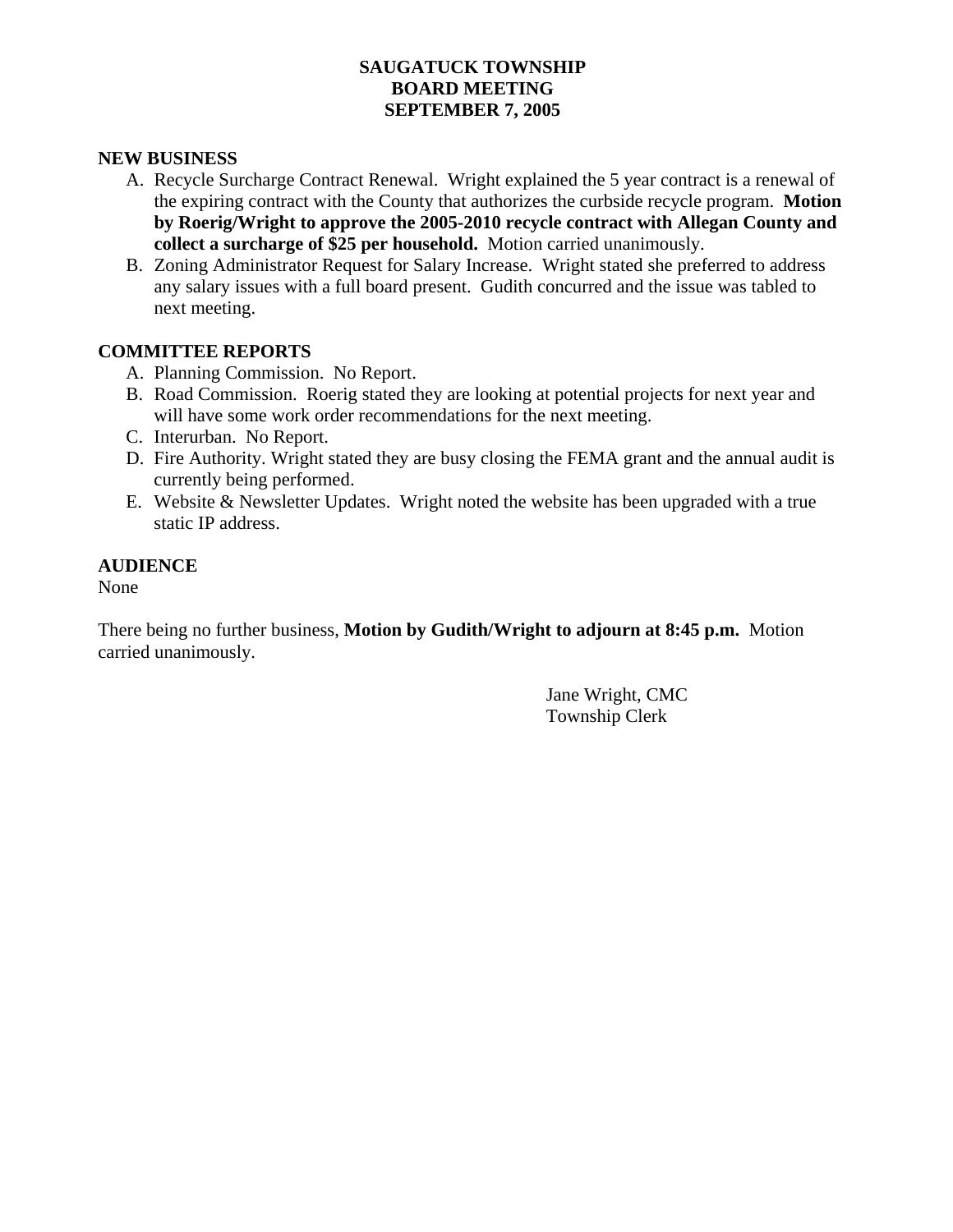**SAUGATUCK TOWNSHIP**
**BOARD MEETING**
**SEPTEMBER 7, 2005**

**NEW BUSINESS**

A. Recycle Surcharge Contract Renewal. Wright explained the 5 year contract is a renewal of the expiring contract with the County that authorizes the curbside recycle program. **Motion by Roerig/Wright to approve the 2005-2010 recycle contract with Allegan County and collect a surcharge of $25 per household.** Motion carried unanimously.
B. Zoning Administrator Request for Salary Increase. Wright stated she preferred to address any salary issues with a full board present. Gudith concurred and the issue was tabled to next meeting.

**COMMITTEE REPORTS**

A. Planning Commission. No Report.
B. Road Commission. Roerig stated they are looking at potential projects for next year and will have some work order recommendations for the next meeting.
C. Interurban. No Report.
D. Fire Authority. Wright stated they are busy closing the FEMA grant and the annual audit is currently being performed.
E. Website & Newsletter Updates. Wright noted the website has been upgraded with a true static IP address.

**AUDIENCE**

None

There being no further business, **Motion by Gudith/Wright to adjourn at 8:45 p.m.** Motion carried unanimously.

Jane Wright, CMC
Township Clerk